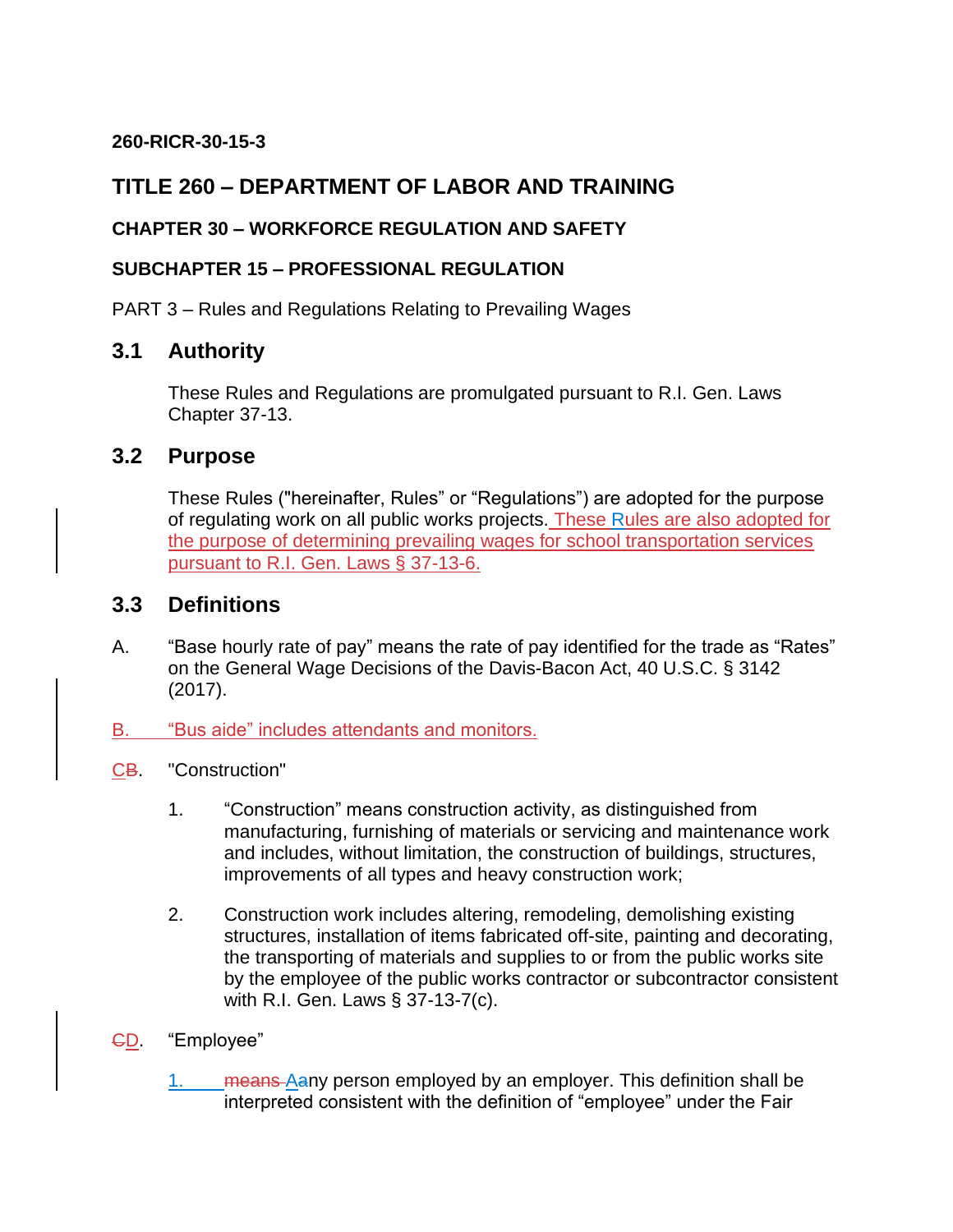**260-RICR-30-15-3**

# TITLE 260 – DEPARTMENT OF LABOR AND TRAINING

### CHAPTER 30 – WORKFORCE REGULATION AND SAFETY

### SUBCHAPTER 15 – PROFESSIONAL REGULATION

PART 3 – Rules and Regulations Relating to Prevailing Wages

## 3.1 Authority

These Rules and Regulations are promulgated pursuant to R.I. Gen. Laws Chapter 37-13.

## 3.2 Purpose

These Rules ("hereinafter, Rules" or "Regulations") are adopted for the purpose of regulating work on all public works projects. These Rules are also adopted for the purpose of determining prevailing wages for school transportation services pursuant to R.I. Gen. Laws § 37-13-6.

## 3.3 Definitions

A. "Base hourly rate of pay" means the rate of pay identified for the trade as "Rates" on the General Wage Decisions of the Davis-Bacon Act, 40 U.S.C. § 3142 (2017).

B. "Bus aide" includes attendants and monitors.

C~~B~~. "Construction"

1. "Construction" means construction activity, as distinguished from manufacturing, furnishing of materials or servicing and maintenance work and includes, without limitation, the construction of buildings, structures, improvements of all types and heavy construction work;

2. Construction work includes altering, remodeling, demolishing existing structures, installation of items fabricated off-site, painting and decorating, the transporting of materials and supplies to or from the public works site by the employee of the public works contractor or subcontractor consistent with R.I. Gen. Laws § 37-13-7(c).

~~C~~D. "Employee"

1. ~~means~~ A~~a~~ny person employed by an employer. This definition shall be interpreted consistent with the definition of "employee" under the Fair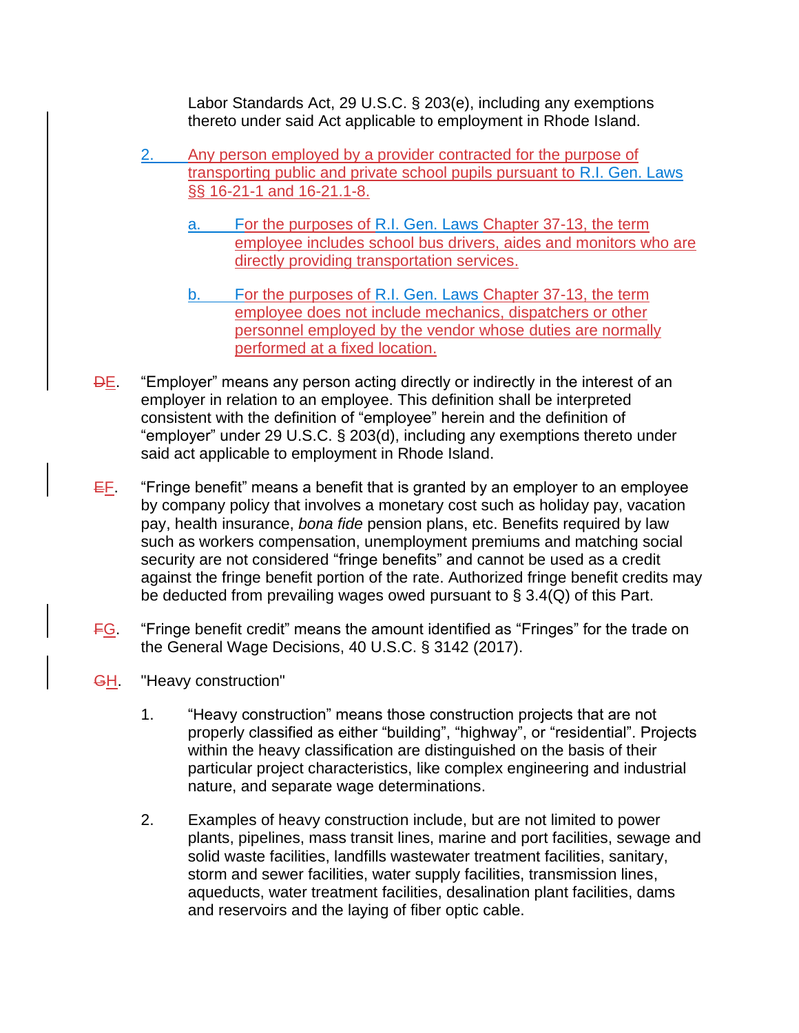Labor Standards Act, 29 U.S.C. § 203(e), including any exemptions thereto under said Act applicable to employment in Rhode Island.

2. Any person employed by a provider contracted for the purpose of transporting public and private school pupils pursuant to R.I. Gen. Laws §§ 16-21-1 and 16-21.1-8.

   a. For the purposes of R.I. Gen. Laws Chapter 37-13, the term employee includes school bus drivers, aides and monitors who are directly providing transportation services.

   b. For the purposes of R.I. Gen. Laws Chapter 37-13, the term employee does not include mechanics, dispatchers or other personnel employed by the vendor whose duties are normally performed at a fixed location.

~~D~~E. "Employer" means any person acting directly or indirectly in the interest of an employer in relation to an employee. This definition shall be interpreted consistent with the definition of "employee" herein and the definition of "employer" under 29 U.S.C. § 203(d), including any exemptions thereto under said act applicable to employment in Rhode Island.

~~E~~F. "Fringe benefit" means a benefit that is granted by an employer to an employee by company policy that involves a monetary cost such as holiday pay, vacation pay, health insurance, *bona fide* pension plans, etc. Benefits required by law such as workers compensation, unemployment premiums and matching social security are not considered "fringe benefits" and cannot be used as a credit against the fringe benefit portion of the rate. Authorized fringe benefit credits may be deducted from prevailing wages owed pursuant to § 3.4(Q) of this Part.

~~F~~G. "Fringe benefit credit" means the amount identified as "Fringes" for the trade on the General Wage Decisions, 40 U.S.C. § 3142 (2017).

~~G~~H. "Heavy construction"

1. "Heavy construction" means those construction projects that are not properly classified as either "building", "highway", or "residential". Projects within the heavy classification are distinguished on the basis of their particular project characteristics, like complex engineering and industrial nature, and separate wage determinations.

2. Examples of heavy construction include, but are not limited to power plants, pipelines, mass transit lines, marine and port facilities, sewage and solid waste facilities, landfills wastewater treatment facilities, sanitary, storm and sewer facilities, water supply facilities, transmission lines, aqueducts, water treatment facilities, desalination plant facilities, dams and reservoirs and the laying of fiber optic cable.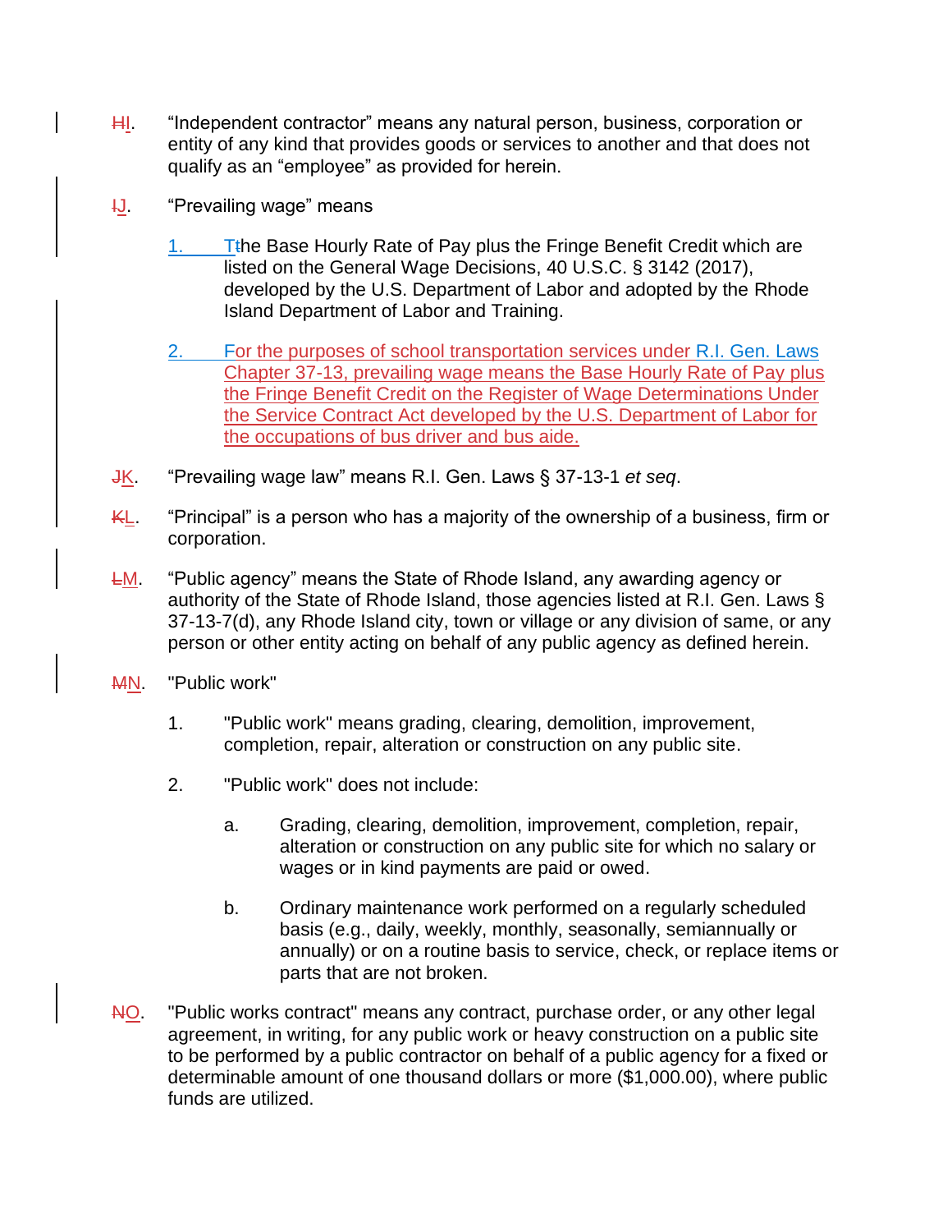~~H~~I. "Independent contractor" means any natural person, business, corporation or entity of any kind that provides goods or services to another and that does not qualify as an "employee" as provided for herein.

~~I~~J. "Prevailing wage" means

1. T~~t~~he Base Hourly Rate of Pay plus the Fringe Benefit Credit which are listed on the General Wage Decisions, 40 U.S.C. § 3142 (2017), developed by the U.S. Department of Labor and adopted by the Rhode Island Department of Labor and Training.

2. For the purposes of school transportation services under R.I. Gen. Laws Chapter 37-13, prevailing wage means the Base Hourly Rate of Pay plus the Fringe Benefit Credit on the Register of Wage Determinations Under the Service Contract Act developed by the U.S. Department of Labor for the occupations of bus driver and bus aide.

~~J~~K. "Prevailing wage law" means R.I. Gen. Laws § 37-13-1 *et seq*.

~~K~~L. "Principal" is a person who has a majority of the ownership of a business, firm or corporation.

~~L~~M. "Public agency" means the State of Rhode Island, any awarding agency or authority of the State of Rhode Island, those agencies listed at R.I. Gen. Laws § 37-13-7(d), any Rhode Island city, town or village or any division of same, or any person or other entity acting on behalf of any public agency as defined herein.

~~M~~N. "Public work"

1. "Public work" means grading, clearing, demolition, improvement, completion, repair, alteration or construction on any public site.

2. "Public work" does not include:

   a. Grading, clearing, demolition, improvement, completion, repair, alteration or construction on any public site for which no salary or wages or in kind payments are paid or owed.

   b. Ordinary maintenance work performed on a regularly scheduled basis (e.g., daily, weekly, monthly, seasonally, semiannually or annually) or on a routine basis to service, check, or replace items or parts that are not broken.

~~N~~O. "Public works contract" means any contract, purchase order, or any other legal agreement, in writing, for any public work or heavy construction on a public site to be performed by a public contractor on behalf of a public agency for a fixed or determinable amount of one thousand dollars or more ($1,000.00), where public funds are utilized.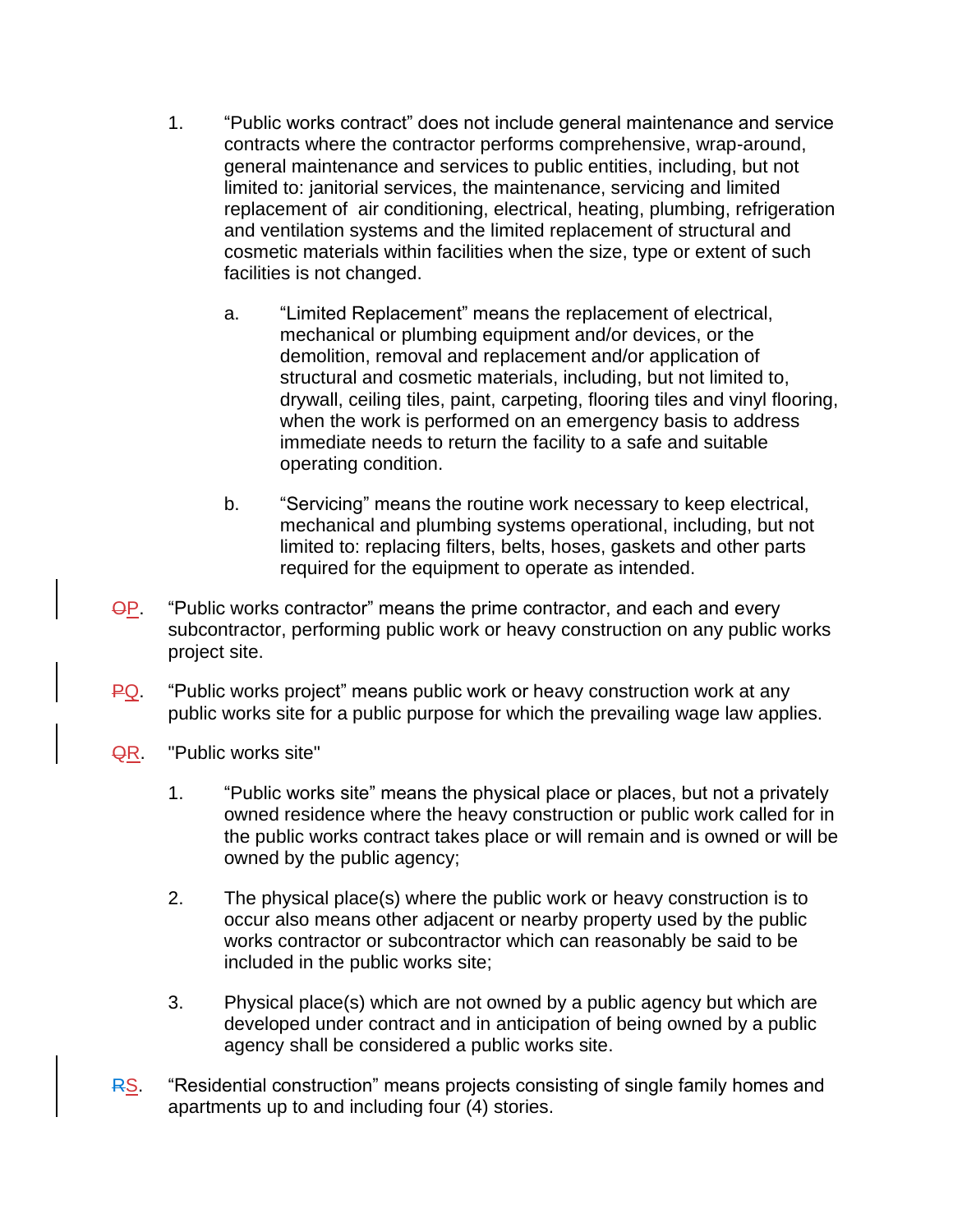1. "Public works contract" does not include general maintenance and service contracts where the contractor performs comprehensive, wrap-around, general maintenance and services to public entities, including, but not limited to: janitorial services, the maintenance, servicing and limited replacement of air conditioning, electrical, heating, plumbing, refrigeration and ventilation systems and the limited replacement of structural and cosmetic materials within facilities when the size, type or extent of such facilities is not changed.

    a. "Limited Replacement" means the replacement of electrical, mechanical or plumbing equipment and/or devices, or the demolition, removal and replacement and/or application of structural and cosmetic materials, including, but not limited to, drywall, ceiling tiles, paint, carpeting, flooring tiles and vinyl flooring, when the work is performed on an emergency basis to address immediate needs to return the facility to a safe and suitable operating condition.

    b. "Servicing" means the routine work necessary to keep electrical, mechanical and plumbing systems operational, including, but not limited to: replacing filters, belts, hoses, gaskets and other parts required for the equipment to operate as intended.

~~O~~P. "Public works contractor" means the prime contractor, and each and every subcontractor, performing public work or heavy construction on any public works project site.

~~P~~Q. "Public works project" means public work or heavy construction work at any public works site for a public purpose for which the prevailing wage law applies.

~~Q~~R. "Public works site"

1. "Public works site" means the physical place or places, but not a privately owned residence where the heavy construction or public work called for in the public works contract takes place or will remain and is owned or will be owned by the public agency;

2. The physical place(s) where the public work or heavy construction is to occur also means other adjacent or nearby property used by the public works contractor or subcontractor which can reasonably be said to be included in the public works site;

3. Physical place(s) which are not owned by a public agency but which are developed under contract and in anticipation of being owned by a public agency shall be considered a public works site.

~~R~~S. "Residential construction" means projects consisting of single family homes and apartments up to and including four (4) stories.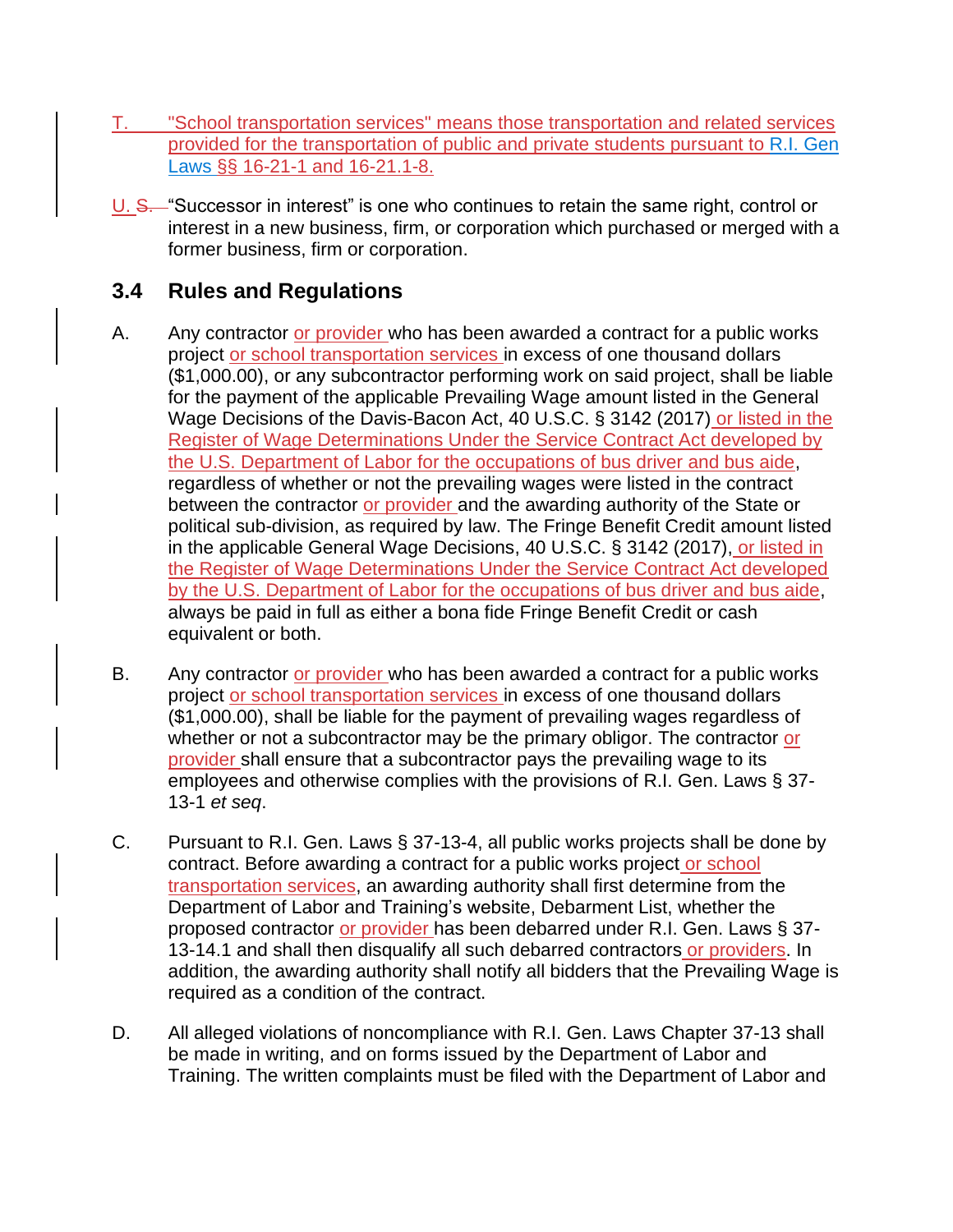T. "School transportation services" means those transportation and related services provided for the transportation of public and private students pursuant to R.I. Gen Laws §§ 16-21-1 and 16-21.1-8.

U. ~~S.~~ "Successor in interest" is one who continues to retain the same right, control or interest in a new business, firm, or corporation which purchased or merged with a former business, firm or corporation.

## 3.4 Rules and Regulations

A. Any contractor or provider who has been awarded a contract for a public works project or school transportation services in excess of one thousand dollars ($1,000.00), or any subcontractor performing work on said project, shall be liable for the payment of the applicable Prevailing Wage amount listed in the General Wage Decisions of the Davis-Bacon Act, 40 U.S.C. § 3142 (2017) or listed in the Register of Wage Determinations Under the Service Contract Act developed by the U.S. Department of Labor for the occupations of bus driver and bus aide, regardless of whether or not the prevailing wages were listed in the contract between the contractor or provider and the awarding authority of the State or political sub-division, as required by law. The Fringe Benefit Credit amount listed in the applicable General Wage Decisions, 40 U.S.C. § 3142 (2017), or listed in the Register of Wage Determinations Under the Service Contract Act developed by the U.S. Department of Labor for the occupations of bus driver and bus aide, always be paid in full as either a bona fide Fringe Benefit Credit or cash equivalent or both.

B. Any contractor or provider who has been awarded a contract for a public works project or school transportation services in excess of one thousand dollars ($1,000.00), shall be liable for the payment of prevailing wages regardless of whether or not a subcontractor may be the primary obligor. The contractor or provider shall ensure that a subcontractor pays the prevailing wage to its employees and otherwise complies with the provisions of R.I. Gen. Laws § 37-13-1 *et seq*.

C. Pursuant to R.I. Gen. Laws § 37-13-4, all public works projects shall be done by contract. Before awarding a contract for a public works project or school transportation services, an awarding authority shall first determine from the Department of Labor and Training's website, Debarment List, whether the proposed contractor or provider has been debarred under R.I. Gen. Laws § 37-13-14.1 and shall then disqualify all such debarred contractors or providers. In addition, the awarding authority shall notify all bidders that the Prevailing Wage is required as a condition of the contract.

D. All alleged violations of noncompliance with R.I. Gen. Laws Chapter 37-13 shall be made in writing, and on forms issued by the Department of Labor and Training. The written complaints must be filed with the Department of Labor and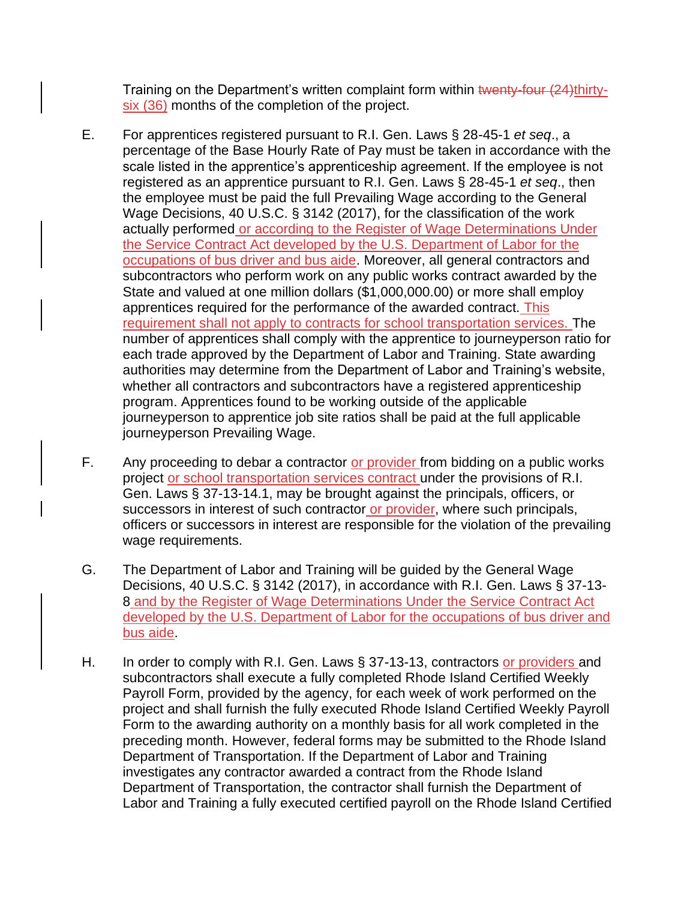Training on the Department's written complaint form within ~~twenty-four (24)~~thirty-six (36) months of the completion of the project.

E. For apprentices registered pursuant to R.I. Gen. Laws § 28-45-1 *et seq*., a percentage of the Base Hourly Rate of Pay must be taken in accordance with the scale listed in the apprentice's apprenticeship agreement. If the employee is not registered as an apprentice pursuant to R.I. Gen. Laws § 28-45-1 *et seq*., then the employee must be paid the full Prevailing Wage according to the General Wage Decisions, 40 U.S.C. § 3142 (2017), for the classification of the work actually performed or according to the Register of Wage Determinations Under the Service Contract Act developed by the U.S. Department of Labor for the occupations of bus driver and bus aide. Moreover, all general contractors and subcontractors who perform work on any public works contract awarded by the State and valued at one million dollars ($1,000,000.00) or more shall employ apprentices required for the performance of the awarded contract. This requirement shall not apply to contracts for school transportation services. The number of apprentices shall comply with the apprentice to journeyperson ratio for each trade approved by the Department of Labor and Training. State awarding authorities may determine from the Department of Labor and Training's website, whether all contractors and subcontractors have a registered apprenticeship program. Apprentices found to be working outside of the applicable journeyperson to apprentice job site ratios shall be paid at the full applicable journeyperson Prevailing Wage.

F. Any proceeding to debar a contractor or provider from bidding on a public works project or school transportation services contract under the provisions of R.I. Gen. Laws § 37-13-14.1, may be brought against the principals, officers, or successors in interest of such contractor or provider, where such principals, officers or successors in interest are responsible for the violation of the prevailing wage requirements.

G. The Department of Labor and Training will be guided by the General Wage Decisions, 40 U.S.C. § 3142 (2017), in accordance with R.I. Gen. Laws § 37-13-8 and by the Register of Wage Determinations Under the Service Contract Act developed by the U.S. Department of Labor for the occupations of bus driver and bus aide.

H. In order to comply with R.I. Gen. Laws § 37-13-13, contractors or providers and subcontractors shall execute a fully completed Rhode Island Certified Weekly Payroll Form, provided by the agency, for each week of work performed on the project and shall furnish the fully executed Rhode Island Certified Weekly Payroll Form to the awarding authority on a monthly basis for all work completed in the preceding month. However, federal forms may be submitted to the Rhode Island Department of Transportation. If the Department of Labor and Training investigates any contractor awarded a contract from the Rhode Island Department of Transportation, the contractor shall furnish the Department of Labor and Training a fully executed certified payroll on the Rhode Island Certified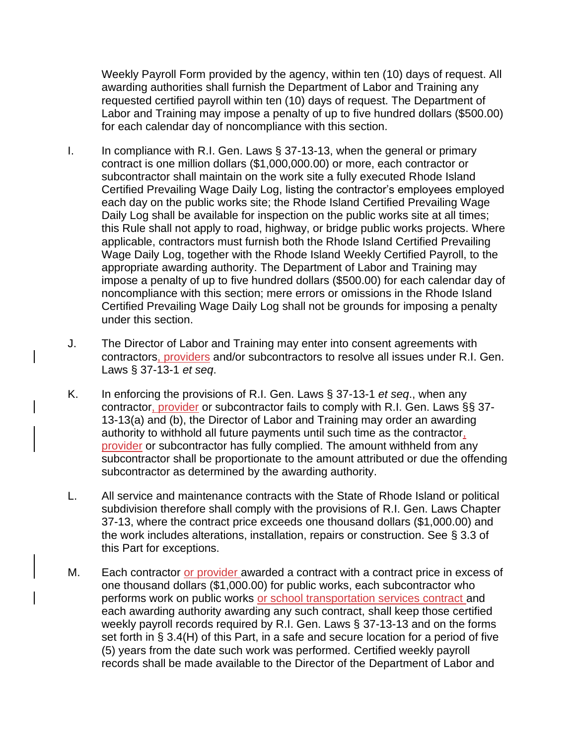Weekly Payroll Form provided by the agency, within ten (10) days of request. All awarding authorities shall furnish the Department of Labor and Training any requested certified payroll within ten (10) days of request. The Department of Labor and Training may impose a penalty of up to five hundred dollars ($500.00) for each calendar day of noncompliance with this section.

I. In compliance with R.I. Gen. Laws § 37-13-13, when the general or primary contract is one million dollars ($1,000,000.00) or more, each contractor or subcontractor shall maintain on the work site a fully executed Rhode Island Certified Prevailing Wage Daily Log, listing the contractor's employees employed each day on the public works site; the Rhode Island Certified Prevailing Wage Daily Log shall be available for inspection on the public works site at all times; this Rule shall not apply to road, highway, or bridge public works projects. Where applicable, contractors must furnish both the Rhode Island Certified Prevailing Wage Daily Log, together with the Rhode Island Weekly Certified Payroll, to the appropriate awarding authority. The Department of Labor and Training may impose a penalty of up to five hundred dollars ($500.00) for each calendar day of noncompliance with this section; mere errors or omissions in the Rhode Island Certified Prevailing Wage Daily Log shall not be grounds for imposing a penalty under this section.

J. The Director of Labor and Training may enter into consent agreements with contractors, providers and/or subcontractors to resolve all issues under R.I. Gen. Laws § 37-13-1 *et seq*.

K. In enforcing the provisions of R.I. Gen. Laws § 37-13-1 *et seq*., when any contractor, provider or subcontractor fails to comply with R.I. Gen. Laws §§ 37-13-13(a) and (b), the Director of Labor and Training may order an awarding authority to withhold all future payments until such time as the contractor, provider or subcontractor has fully complied. The amount withheld from any subcontractor shall be proportionate to the amount attributed or due the offending subcontractor as determined by the awarding authority.

L. All service and maintenance contracts with the State of Rhode Island or political subdivision therefore shall comply with the provisions of R.I. Gen. Laws Chapter 37-13, where the contract price exceeds one thousand dollars ($1,000.00) and the work includes alterations, installation, repairs or construction. See § 3.3 of this Part for exceptions.

M. Each contractor or provider awarded a contract with a contract price in excess of one thousand dollars ($1,000.00) for public works, each subcontractor who performs work on public works or school transportation services contract and each awarding authority awarding any such contract, shall keep those certified weekly payroll records required by R.I. Gen. Laws § 37-13-13 and on the forms set forth in § 3.4(H) of this Part, in a safe and secure location for a period of five (5) years from the date such work was performed. Certified weekly payroll records shall be made available to the Director of the Department of Labor and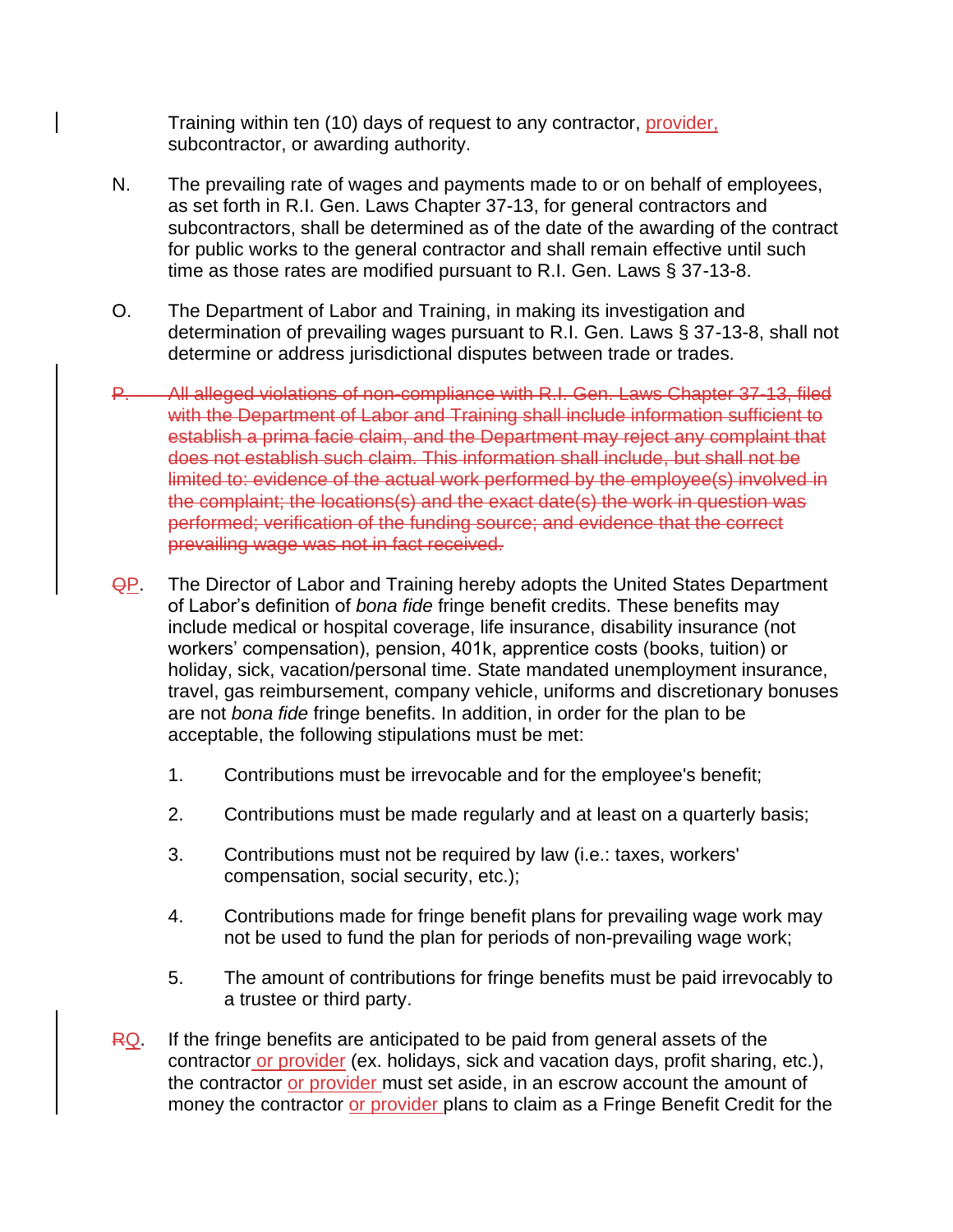Training within ten (10) days of request to any contractor, provider, subcontractor, or awarding authority.

N. The prevailing rate of wages and payments made to or on behalf of employees, as set forth in R.I. Gen. Laws Chapter 37-13, for general contractors and subcontractors, shall be determined as of the date of the awarding of the contract for public works to the general contractor and shall remain effective until such time as those rates are modified pursuant to R.I. Gen. Laws § 37-13-8.

O. The Department of Labor and Training, in making its investigation and determination of prevailing wages pursuant to R.I. Gen. Laws § 37-13-8, shall not determine or address jurisdictional disputes between trade or trades.

~~P. All alleged violations of non-compliance with R.I. Gen. Laws Chapter 37-13, filed with the Department of Labor and Training shall include information sufficient to establish a prima facie claim, and the Department may reject any complaint that does not establish such claim. This information shall include, but shall not be limited to: evidence of the actual work performed by the employee(s) involved in the complaint; the locations(s) and the exact date(s) the work in question was performed; verification of the funding source; and evidence that the correct prevailing wage was not in fact received.~~

~~Q~~P. The Director of Labor and Training hereby adopts the United States Department of Labor's definition of *bona fide* fringe benefit credits. These benefits may include medical or hospital coverage, life insurance, disability insurance (not workers' compensation), pension, 401k, apprentice costs (books, tuition) or holiday, sick, vacation/personal time. State mandated unemployment insurance, travel, gas reimbursement, company vehicle, uniforms and discretionary bonuses are not *bona fide* fringe benefits. In addition, in order for the plan to be acceptable, the following stipulations must be met:

1. Contributions must be irrevocable and for the employee's benefit;

2. Contributions must be made regularly and at least on a quarterly basis;

3. Contributions must not be required by law (i.e.: taxes, workers' compensation, social security, etc.);

4. Contributions made for fringe benefit plans for prevailing wage work may not be used to fund the plan for periods of non-prevailing wage work;

5. The amount of contributions for fringe benefits must be paid irrevocably to a trustee or third party.

~~R~~Q. If the fringe benefits are anticipated to be paid from general assets of the contractor or provider (ex. holidays, sick and vacation days, profit sharing, etc.), the contractor or provider must set aside, in an escrow account the amount of money the contractor or provider plans to claim as a Fringe Benefit Credit for the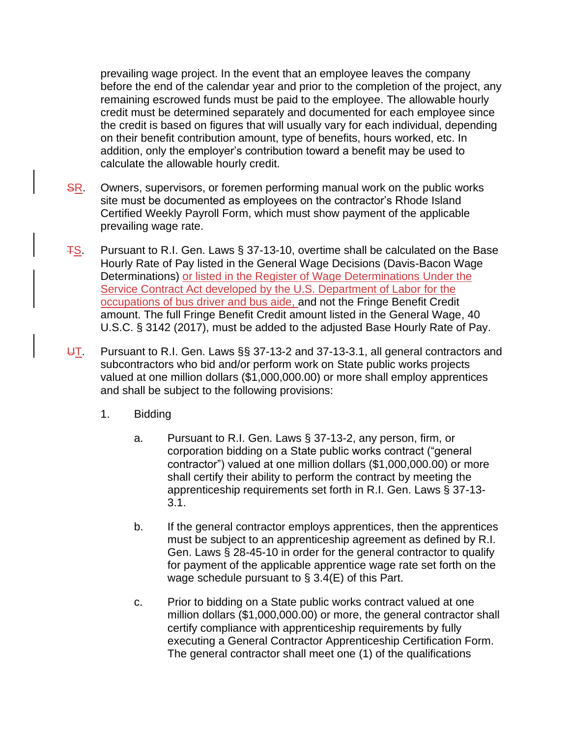prevailing wage project. In the event that an employee leaves the company before the end of the calendar year and prior to the completion of the project, any remaining escrowed funds must be paid to the employee. The allowable hourly credit must be determined separately and documented for each employee since the credit is based on figures that will usually vary for each individual, depending on their benefit contribution amount, type of benefits, hours worked, etc. In addition, only the employer's contribution toward a benefit may be used to calculate the allowable hourly credit.

~~S~~R. Owners, supervisors, or foremen performing manual work on the public works site must be documented as employees on the contractor's Rhode Island Certified Weekly Payroll Form, which must show payment of the applicable prevailing wage rate.

~~T~~S. Pursuant to R.I. Gen. Laws § 37-13-10, overtime shall be calculated on the Base Hourly Rate of Pay listed in the General Wage Decisions (Davis-Bacon Wage Determinations) or listed in the Register of Wage Determinations Under the Service Contract Act developed by the U.S. Department of Labor for the occupations of bus driver and bus aide, and not the Fringe Benefit Credit amount. The full Fringe Benefit Credit amount listed in the General Wage, 40 U.S.C. § 3142 (2017), must be added to the adjusted Base Hourly Rate of Pay.

~~U~~T. Pursuant to R.I. Gen. Laws §§ 37-13-2 and 37-13-3.1, all general contractors and subcontractors who bid and/or perform work on State public works projects valued at one million dollars ($1,000,000.00) or more shall employ apprentices and shall be subject to the following provisions:

1. Bidding

   a. Pursuant to R.I. Gen. Laws § 37-13-2, any person, firm, or corporation bidding on a State public works contract ("general contractor") valued at one million dollars ($1,000,000.00) or more shall certify their ability to perform the contract by meeting the apprenticeship requirements set forth in R.I. Gen. Laws § 37-13-3.1.

   b. If the general contractor employs apprentices, then the apprentices must be subject to an apprenticeship agreement as defined by R.I. Gen. Laws § 28-45-10 in order for the general contractor to qualify for payment of the applicable apprentice wage rate set forth on the wage schedule pursuant to § 3.4(E) of this Part.

   c. Prior to bidding on a State public works contract valued at one million dollars ($1,000,000.00) or more, the general contractor shall certify compliance with apprenticeship requirements by fully executing a General Contractor Apprenticeship Certification Form. The general contractor shall meet one (1) of the qualifications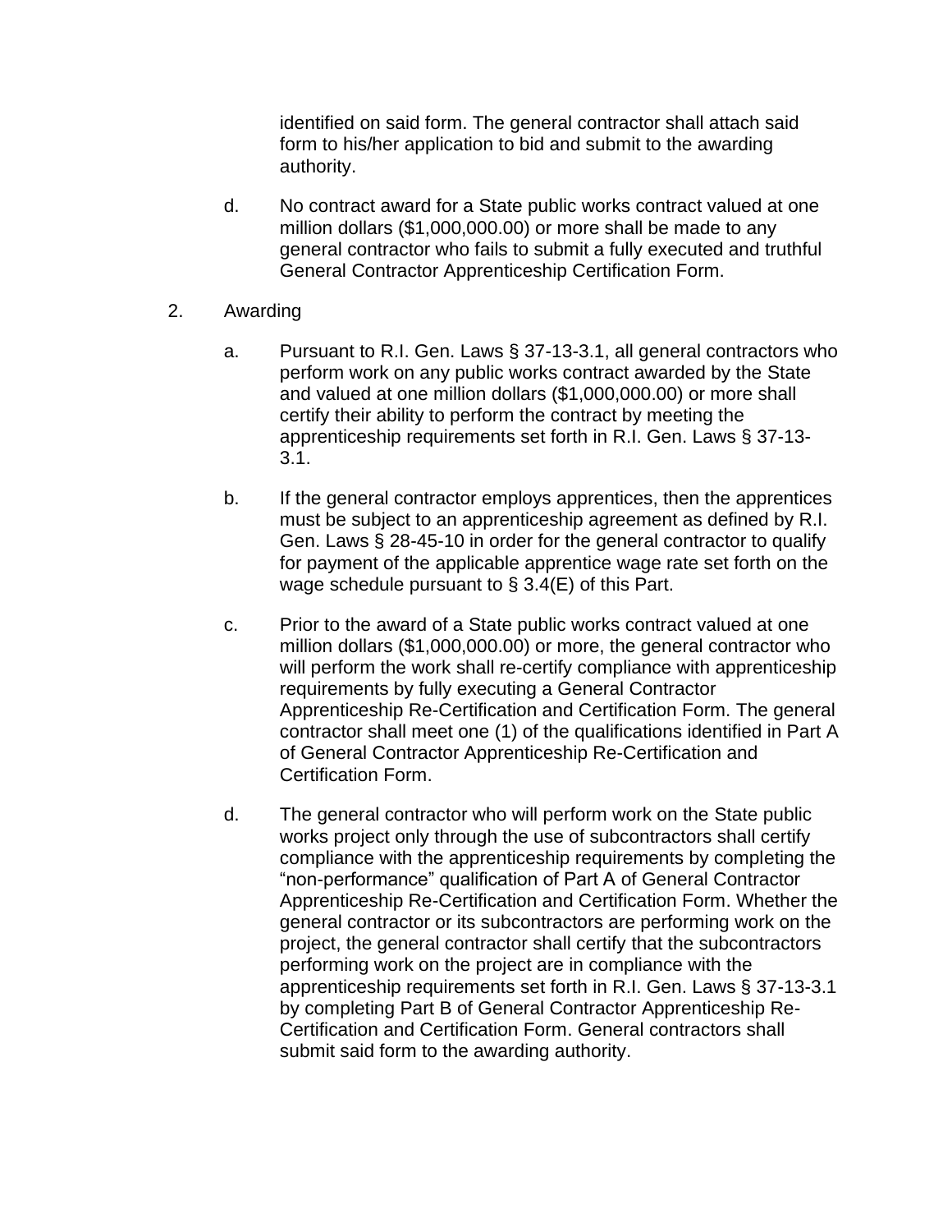identified on said form. The general contractor shall attach said form to his/her application to bid and submit to the awarding authority.

d. No contract award for a State public works contract valued at one million dollars ($1,000,000.00) or more shall be made to any general contractor who fails to submit a fully executed and truthful General Contractor Apprenticeship Certification Form.

2. Awarding

a. Pursuant to R.I. Gen. Laws § 37-13-3.1, all general contractors who perform work on any public works contract awarded by the State and valued at one million dollars ($1,000,000.00) or more shall certify their ability to perform the contract by meeting the apprenticeship requirements set forth in R.I. Gen. Laws § 37-13-3.1.

b. If the general contractor employs apprentices, then the apprentices must be subject to an apprenticeship agreement as defined by R.I. Gen. Laws § 28-45-10 in order for the general contractor to qualify for payment of the applicable apprentice wage rate set forth on the wage schedule pursuant to § 3.4(E) of this Part.

c. Prior to the award of a State public works contract valued at one million dollars ($1,000,000.00) or more, the general contractor who will perform the work shall re-certify compliance with apprenticeship requirements by fully executing a General Contractor Apprenticeship Re-Certification and Certification Form. The general contractor shall meet one (1) of the qualifications identified in Part A of General Contractor Apprenticeship Re-Certification and Certification Form.

d. The general contractor who will perform work on the State public works project only through the use of subcontractors shall certify compliance with the apprenticeship requirements by completing the "non-performance" qualification of Part A of General Contractor Apprenticeship Re-Certification and Certification Form. Whether the general contractor or its subcontractors are performing work on the project, the general contractor shall certify that the subcontractors performing work on the project are in compliance with the apprenticeship requirements set forth in R.I. Gen. Laws § 37-13-3.1 by completing Part B of General Contractor Apprenticeship Re-Certification and Certification Form. General contractors shall submit said form to the awarding authority.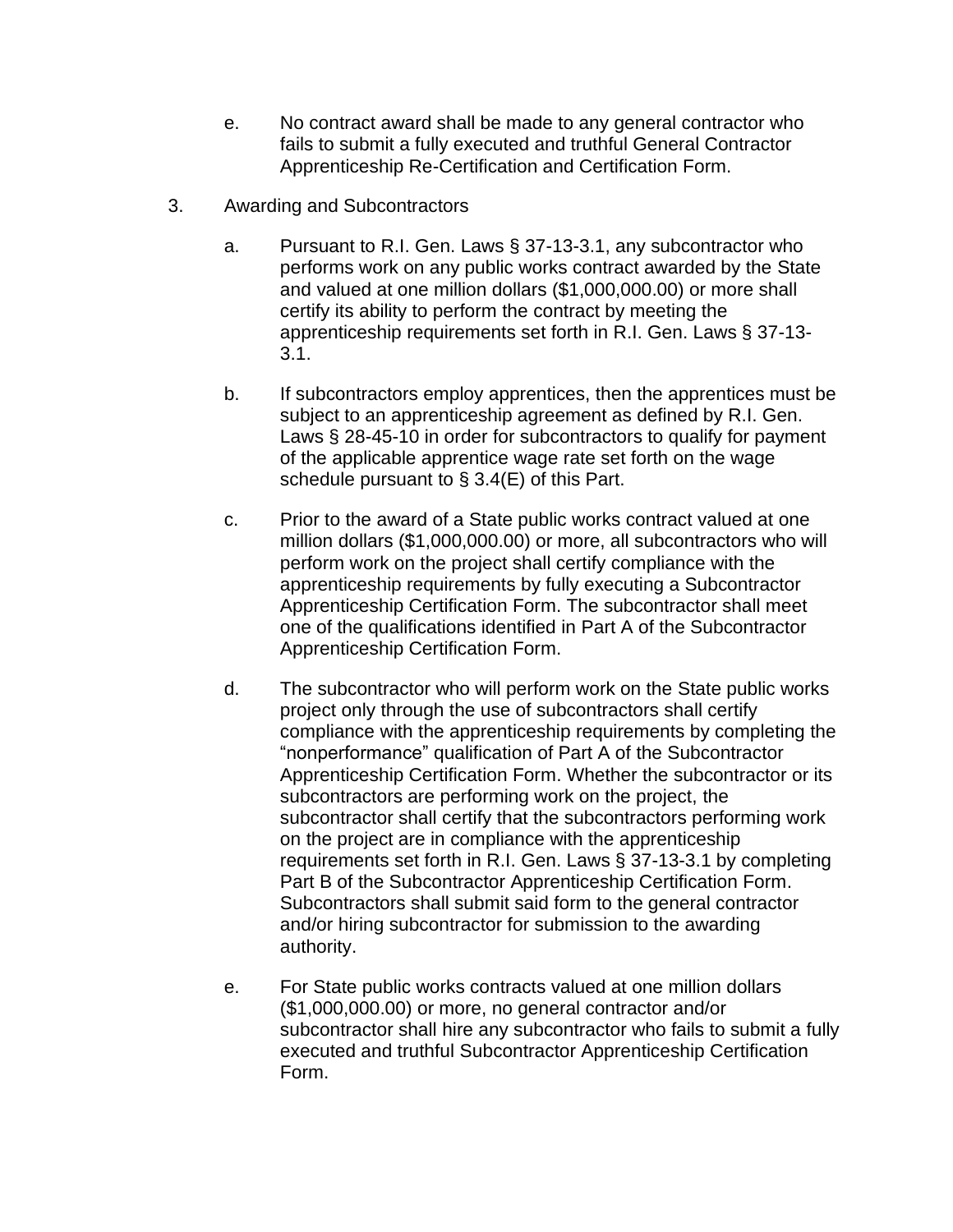e. No contract award shall be made to any general contractor who fails to submit a fully executed and truthful General Contractor Apprenticeship Re-Certification and Certification Form.

3. Awarding and Subcontractors

a. Pursuant to R.I. Gen. Laws § 37-13-3.1, any subcontractor who performs work on any public works contract awarded by the State and valued at one million dollars ($1,000,000.00) or more shall certify its ability to perform the contract by meeting the apprenticeship requirements set forth in R.I. Gen. Laws § 37-13-3.1.

b. If subcontractors employ apprentices, then the apprentices must be subject to an apprenticeship agreement as defined by R.I. Gen. Laws § 28-45-10 in order for subcontractors to qualify for payment of the applicable apprentice wage rate set forth on the wage schedule pursuant to § 3.4(E) of this Part.

c. Prior to the award of a State public works contract valued at one million dollars ($1,000,000.00) or more, all subcontractors who will perform work on the project shall certify compliance with the apprenticeship requirements by fully executing a Subcontractor Apprenticeship Certification Form. The subcontractor shall meet one of the qualifications identified in Part A of the Subcontractor Apprenticeship Certification Form.

d. The subcontractor who will perform work on the State public works project only through the use of subcontractors shall certify compliance with the apprenticeship requirements by completing the "nonperformance" qualification of Part A of the Subcontractor Apprenticeship Certification Form. Whether the subcontractor or its subcontractors are performing work on the project, the subcontractor shall certify that the subcontractors performing work on the project are in compliance with the apprenticeship requirements set forth in R.I. Gen. Laws § 37-13-3.1 by completing Part B of the Subcontractor Apprenticeship Certification Form. Subcontractors shall submit said form to the general contractor and/or hiring subcontractor for submission to the awarding authority.

e. For State public works contracts valued at one million dollars ($1,000,000.00) or more, no general contractor and/or subcontractor shall hire any subcontractor who fails to submit a fully executed and truthful Subcontractor Apprenticeship Certification Form.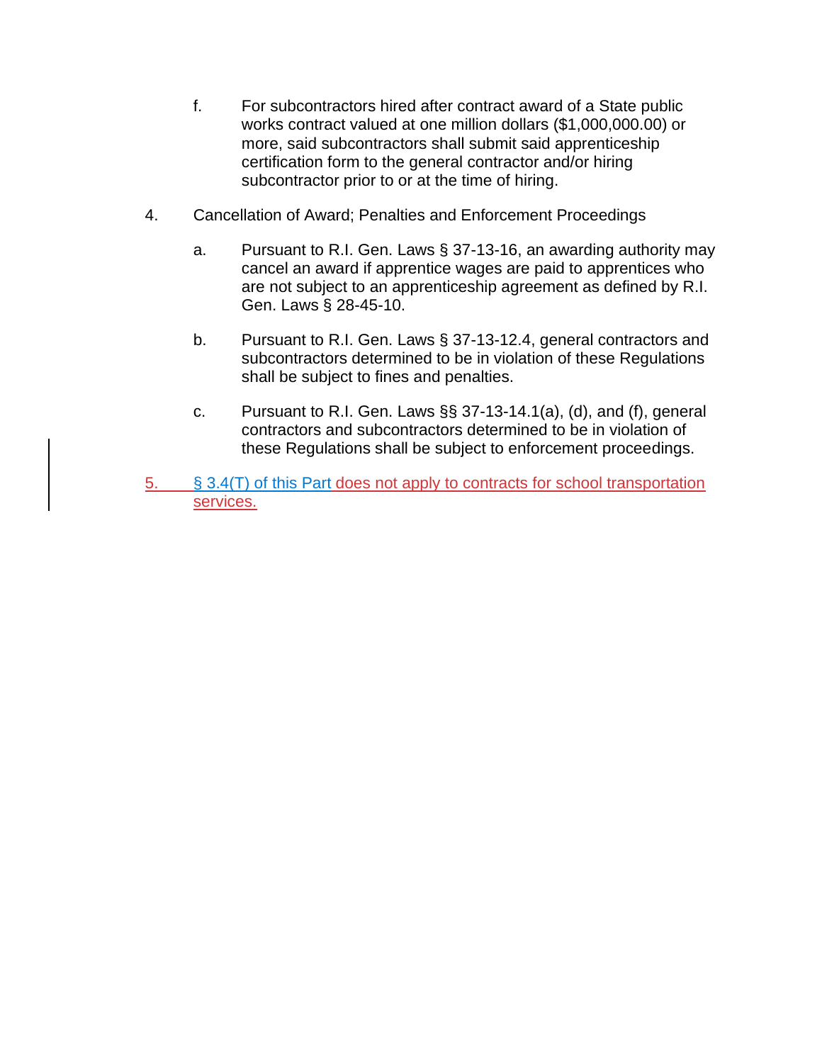f. For subcontractors hired after contract award of a State public works contract valued at one million dollars ($1,000,000.00) or more, said subcontractors shall submit said apprenticeship certification form to the general contractor and/or hiring subcontractor prior to or at the time of hiring.

4. Cancellation of Award; Penalties and Enforcement Proceedings

   a. Pursuant to R.I. Gen. Laws § 37-13-16, an awarding authority may cancel an award if apprentice wages are paid to apprentices who are not subject to an apprenticeship agreement as defined by R.I. Gen. Laws § 28-45-10.

   b. Pursuant to R.I. Gen. Laws § 37-13-12.4, general contractors and subcontractors determined to be in violation of these Regulations shall be subject to fines and penalties.

   c. Pursuant to R.I. Gen. Laws §§ 37-13-14.1(a), (d), and (f), general contractors and subcontractors determined to be in violation of these Regulations shall be subject to enforcement proceedings.

5. § 3.4(T) of this Part does not apply to contracts for school transportation services.